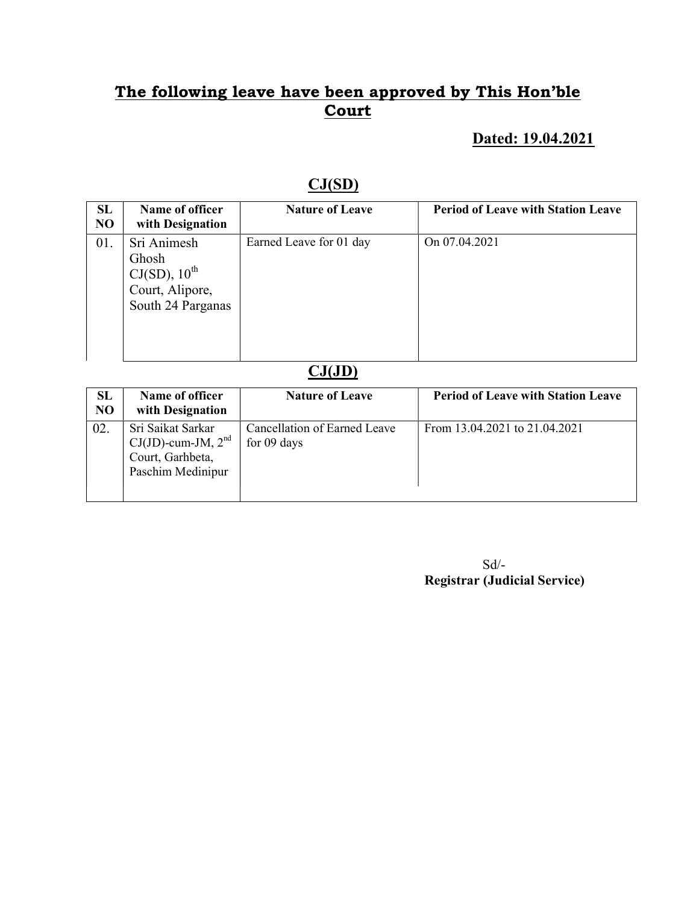## The following leave have been approved by This Hon'ble Court

**Dated: 19.04.2021**

### CJ(SD)

| SL NO | Name of officer with Designation | Nature of Leave | Period of Leave with Station Leave |
|---|---|---|---|
| 01. | Sri Animesh Ghosh CJ(SD), 10th Court, Alipore, South 24 Parganas | Earned Leave for 01 day | On 07.04.2021 |

### CJ(JD)

| SL NO | Name of officer with Designation | Nature of Leave | Period of Leave with Station Leave |
|---|---|---|---|
| 02. | Sri Saikat Sarkar CJ(JD)-cum-JM, 2nd Court, Garhbeta, Paschim Medinipur | Cancellation of Earned Leave for 09 days | From 13.04.2021 to 21.04.2021 |

Sd/-
**Registrar (Judicial Service)**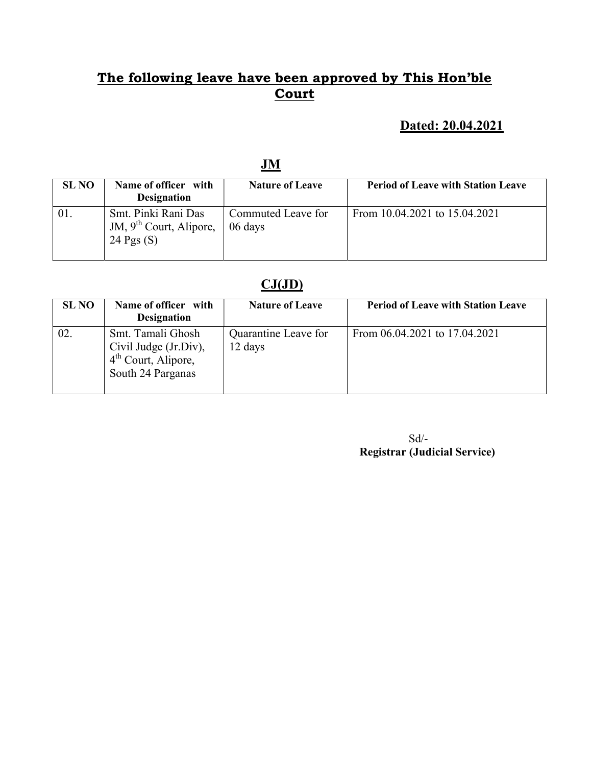## The following leave have been approved by This Hon'ble Court

**Dated: 20.04.2021**

### JM

| SL NO | Name of officer with Designation | Nature of Leave | Period of Leave with Station Leave |
|---|---|---|---|
| 01. | Smt. Pinki Rani Das JM, 9th Court, Alipore, 24 Pgs (S) | Commuted Leave for 06 days | From 10.04.2021 to 15.04.2021 |

### CJ(JD)

| SL NO | Name of officer with Designation | Nature of Leave | Period of Leave with Station Leave |
|---|---|---|---|
| 02. | Smt. Tamali Ghosh Civil Judge (Jr.Div), 4th Court, Alipore, South 24 Parganas | Quarantine Leave for 12 days | From 06.04.2021 to 17.04.2021 |

Sd/-
**Registrar (Judicial Service)**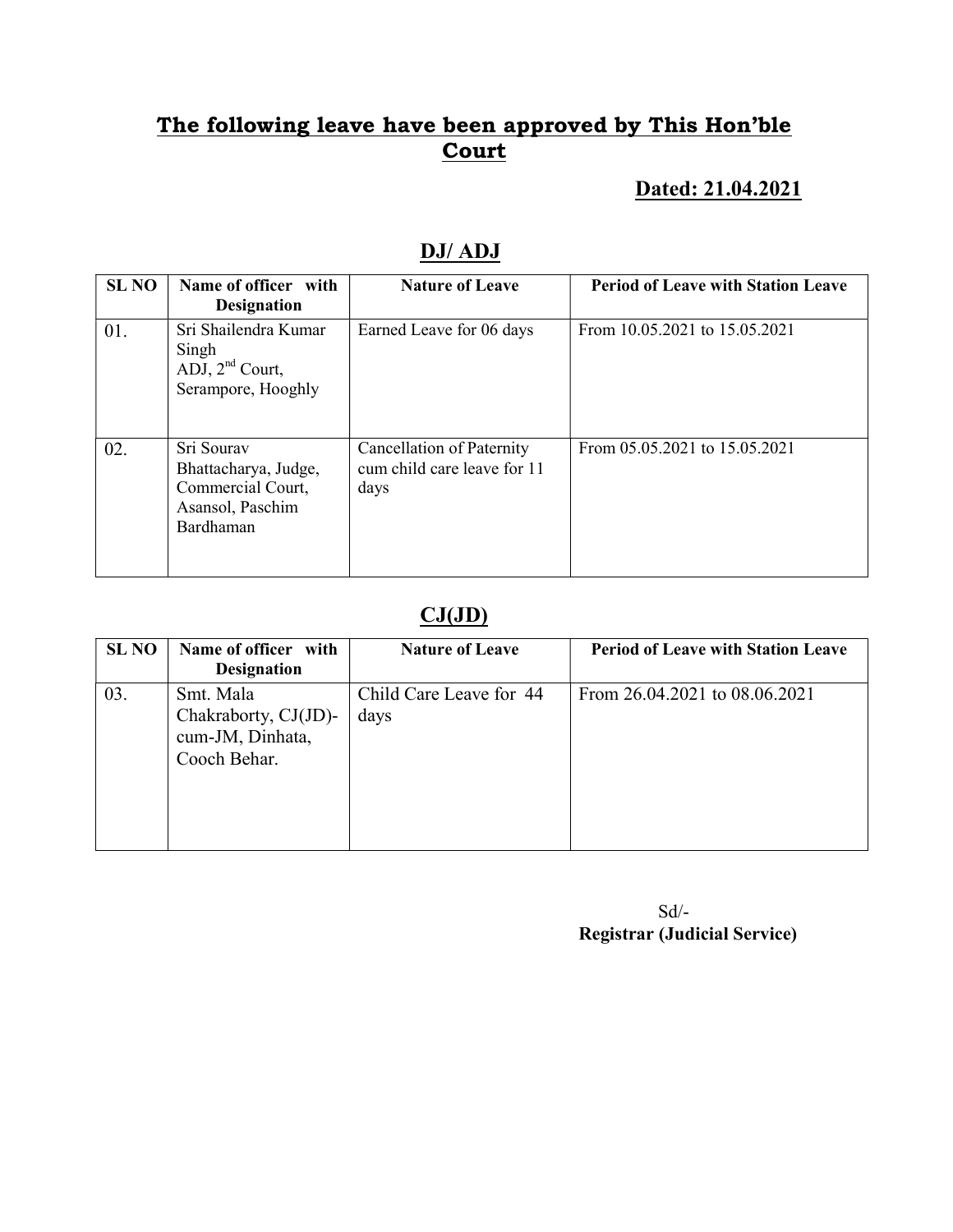## The following leave have been approved by This Hon'ble Court

**Dated: 21.04.2021**

### DJ/ ADJ

| SL NO | Name of officer with Designation | Nature of Leave | Period of Leave with Station Leave |
|---|---|---|---|
| 01. | Sri Shailendra Kumar Singh ADJ, 2nd Court, Serampore, Hooghly | Earned Leave for 06 days | From 10.05.2021 to 15.05.2021 |
| 02. | Sri Sourav Bhattacharya, Judge, Commercial Court, Asansol, Paschim Bardhaman | Cancellation of Paternity cum child care leave for 11 days | From 05.05.2021 to 15.05.2021 |

### CJ(JD)

| SL NO | Name of officer with Designation | Nature of Leave | Period of Leave with Station Leave |
|---|---|---|---|
| 03. | Smt. Mala Chakraborty, CJ(JD)-cum-JM, Dinhata, Cooch Behar. | Child Care Leave for 44 days | From 26.04.2021 to 08.06.2021 |

Sd/-
**Registrar (Judicial Service)**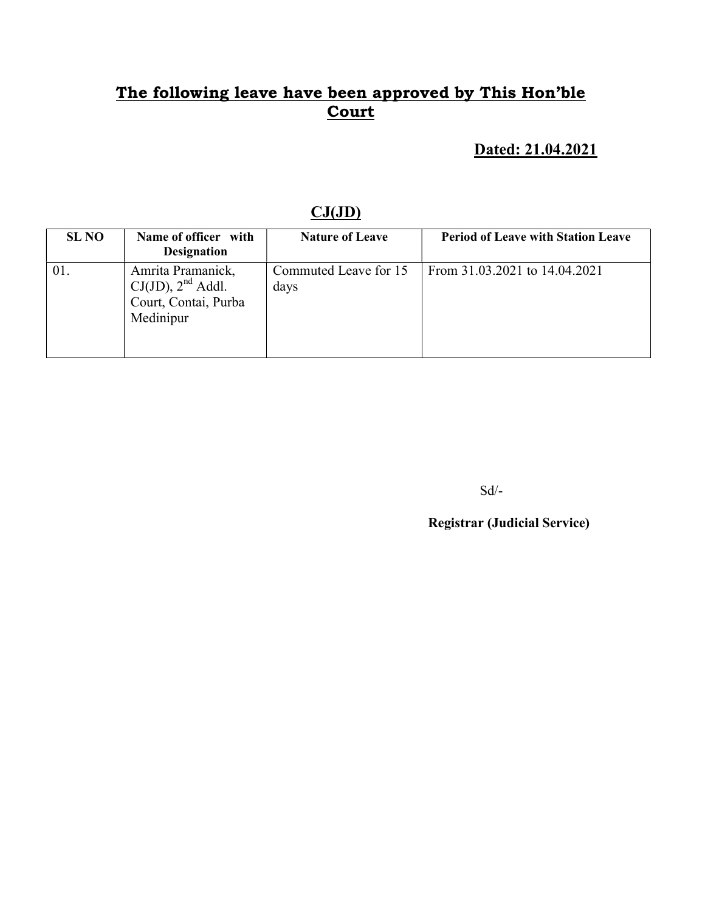# The following leave have been approved by This Hon'ble Court

**Dated: 21.04.2021**

## CJ(JD)

| SL NO | Name of officer with Designation | Nature of Leave | Period of Leave with Station Leave |
|---|---|---|---|
| 01. | Amrita Pramanick, CJ(JD), 2nd Addl. Court, Contai, Purba Medinipur | Commuted Leave for 15 days | From 31.03.2021 to 14.04.2021 |

Sd/-

**Registrar (Judicial Service)**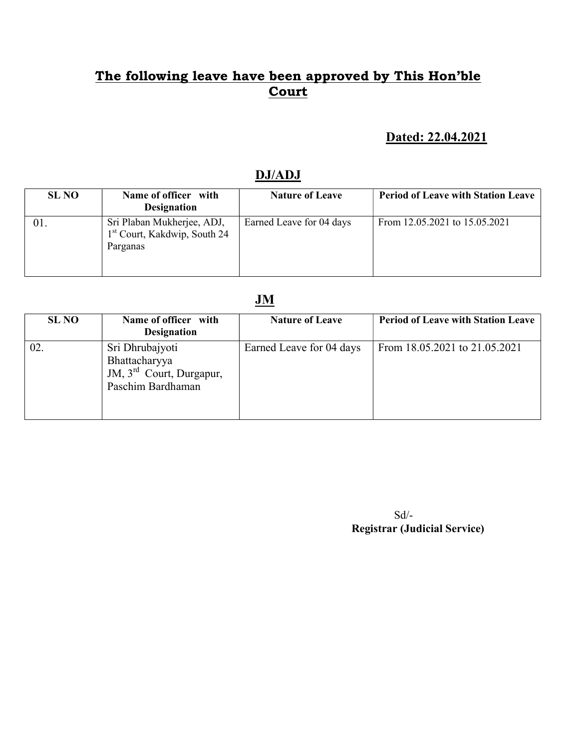## The following leave have been approved by This Hon'ble Court

**Dated: 22.04.2021**

### DJ/ADJ

| SL NO | Name of officer with Designation | Nature of Leave | Period of Leave with Station Leave |
|---|---|---|---|
| 01. | Sri Plaban Mukherjee, ADJ, 1st Court, Kakdwip, South 24 Parganas | Earned Leave for 04 days | From 12.05.2021 to 15.05.2021 |

### JM

| SL NO | Name of officer with Designation | Nature of Leave | Period of Leave with Station Leave |
|---|---|---|---|
| 02. | Sri Dhrubajyoti Bhattacharyya JM, 3rd Court, Durgapur, Paschim Bardhaman | Earned Leave for 04 days | From 18.05.2021 to 21.05.2021 |

Sd/-
**Registrar (Judicial Service)**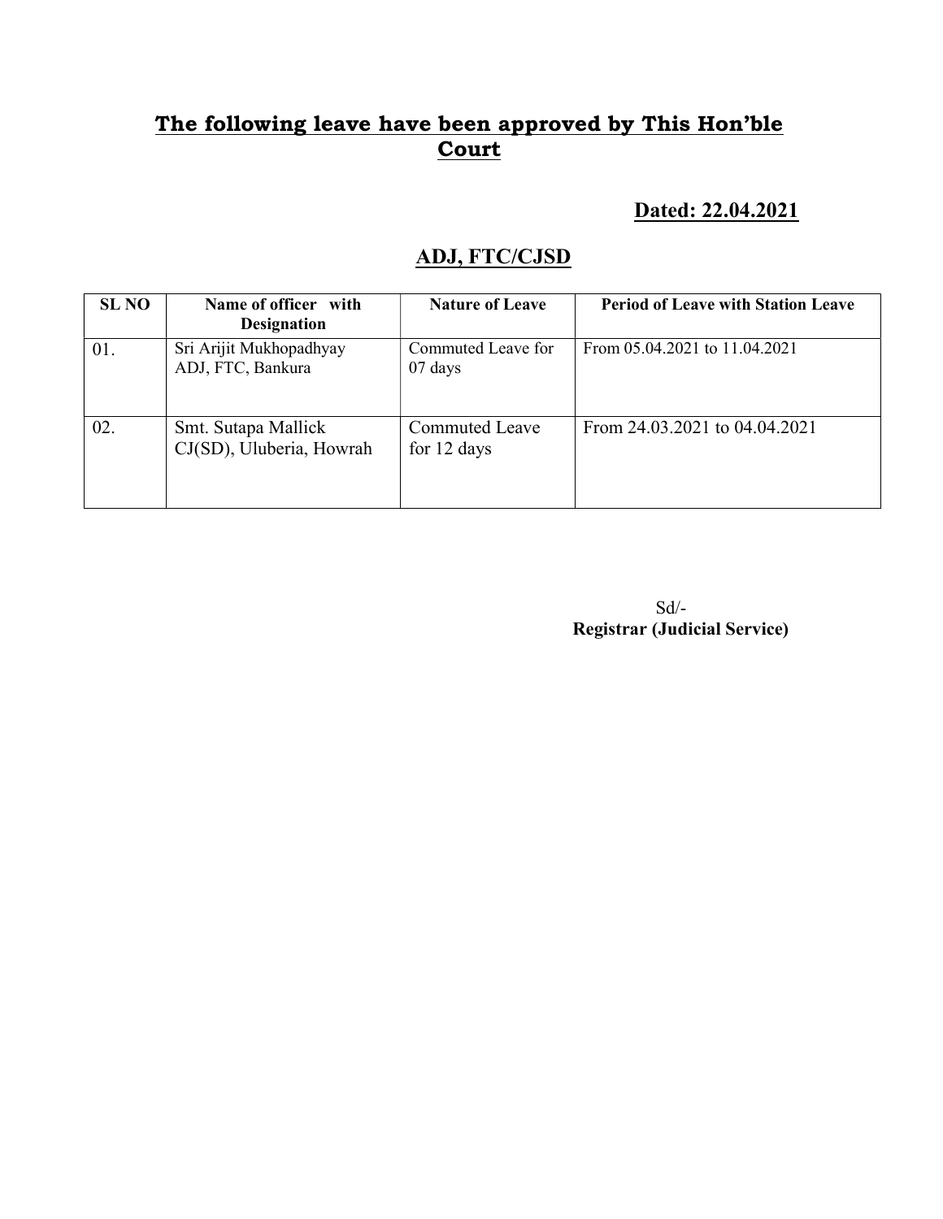# **The following leave have been approved by This Hon'ble Court**

**Dated: 22.04.2021**

## **ADJ, FTC/CJSD**

| SL NO | Name of officer with Designation | Nature of Leave | Period of Leave with Station Leave |
|---|---|---|---|
| 01. | Sri Arijit Mukhopadhyay ADJ, FTC, Bankura | Commuted Leave for 07 days | From 05.04.2021 to 11.04.2021 |
| 02. | Smt. Sutapa Mallick CJ(SD), Uluberia, Howrah | Commuted Leave for 12 days | From 24.03.2021 to 04.04.2021 |

Sd/-
**Registrar (Judicial Service)**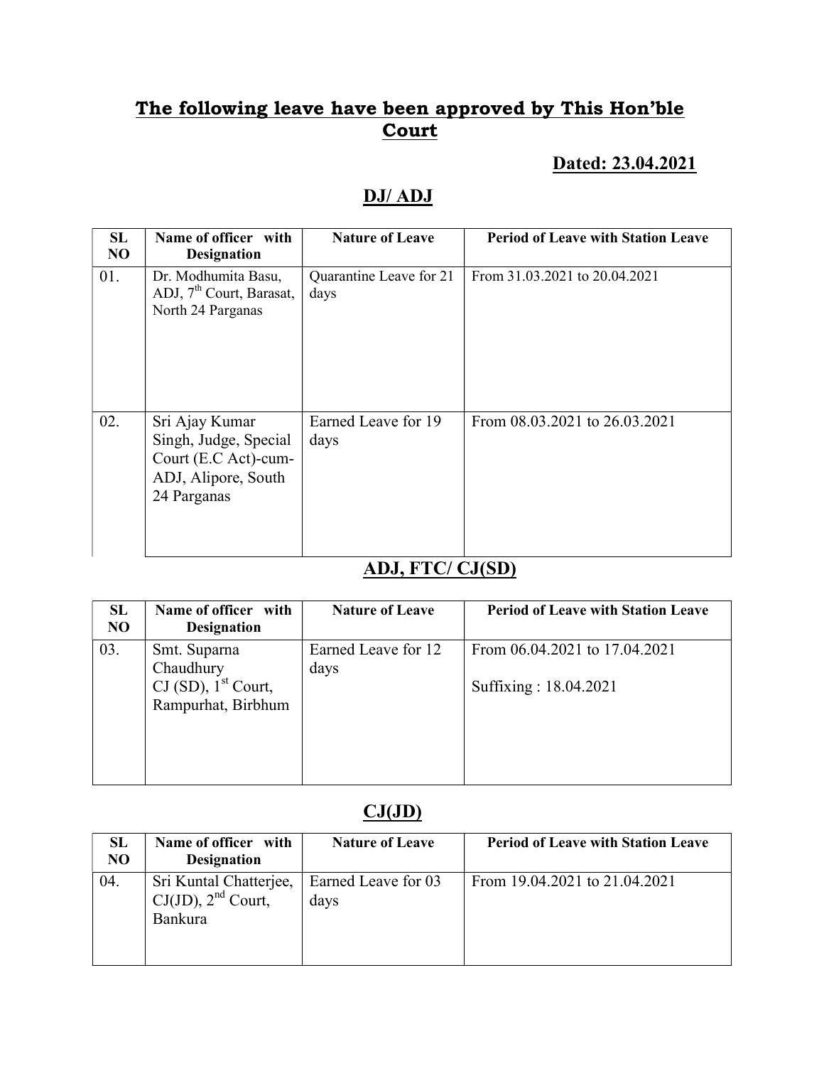## **The following leave have been approved by This Hon'ble Court**

**Dated: 23.04.2021**

### **DJ/ ADJ**

| SL NO | Name of officer with Designation | Nature of Leave | Period of Leave with Station Leave |
|---|---|---|---|
| 01. | Dr. Modhumita Basu, ADJ, 7th Court, Barasat, North 24 Parganas | Quarantine Leave for 21 days | From 31.03.2021 to 20.04.2021 |
| 02. | Sri Ajay Kumar Singh, Judge, Special Court (E.C Act)-cum-ADJ, Alipore, South 24 Parganas | Earned Leave for 19 days | From 08.03.2021 to 26.03.2021 |

### **ADJ, FTC/ CJ(SD)**

| SL NO | Name of officer with Designation | Nature of Leave | Period of Leave with Station Leave |
|---|---|---|---|
| 03. | Smt. Suparna Chaudhury CJ (SD), 1st Court, Rampurhat, Birbhum | Earned Leave for 12 days | From 06.04.2021 to 17.04.2021<br><br>Suffixing : 18.04.2021 |

### **CJ(JD)**

| SL NO | Name of officer with Designation | Nature of Leave | Period of Leave with Station Leave |
|---|---|---|---|
| 04. | Sri Kuntal Chatterjee, CJ(JD), 2nd Court, Bankura | Earned Leave for 03 days | From 19.04.2021 to 21.04.2021 |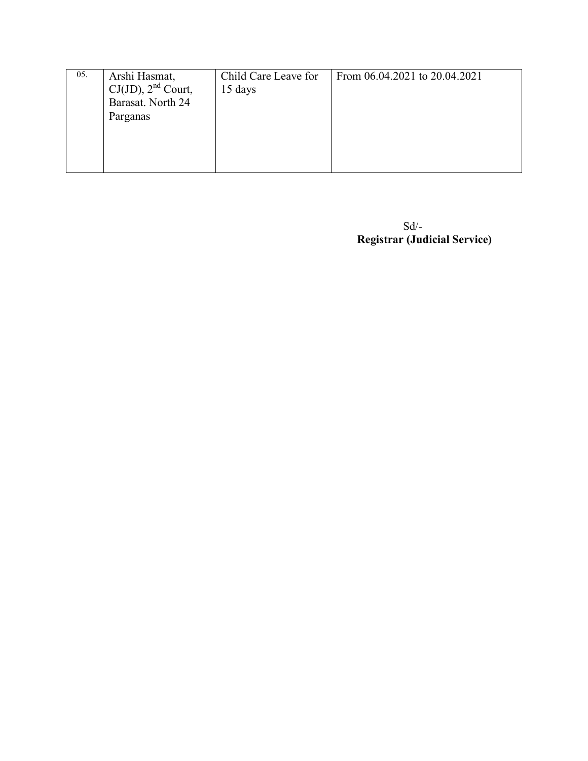| 05. | Arshi Hasmat, CJ(JD), 2nd Court, Barasat. North 24 Parganas | Child Care Leave for 15 days | From 06.04.2021 to 20.04.2021 |
|---|---|---|---|

Sd/-
**Registrar (Judicial Service)**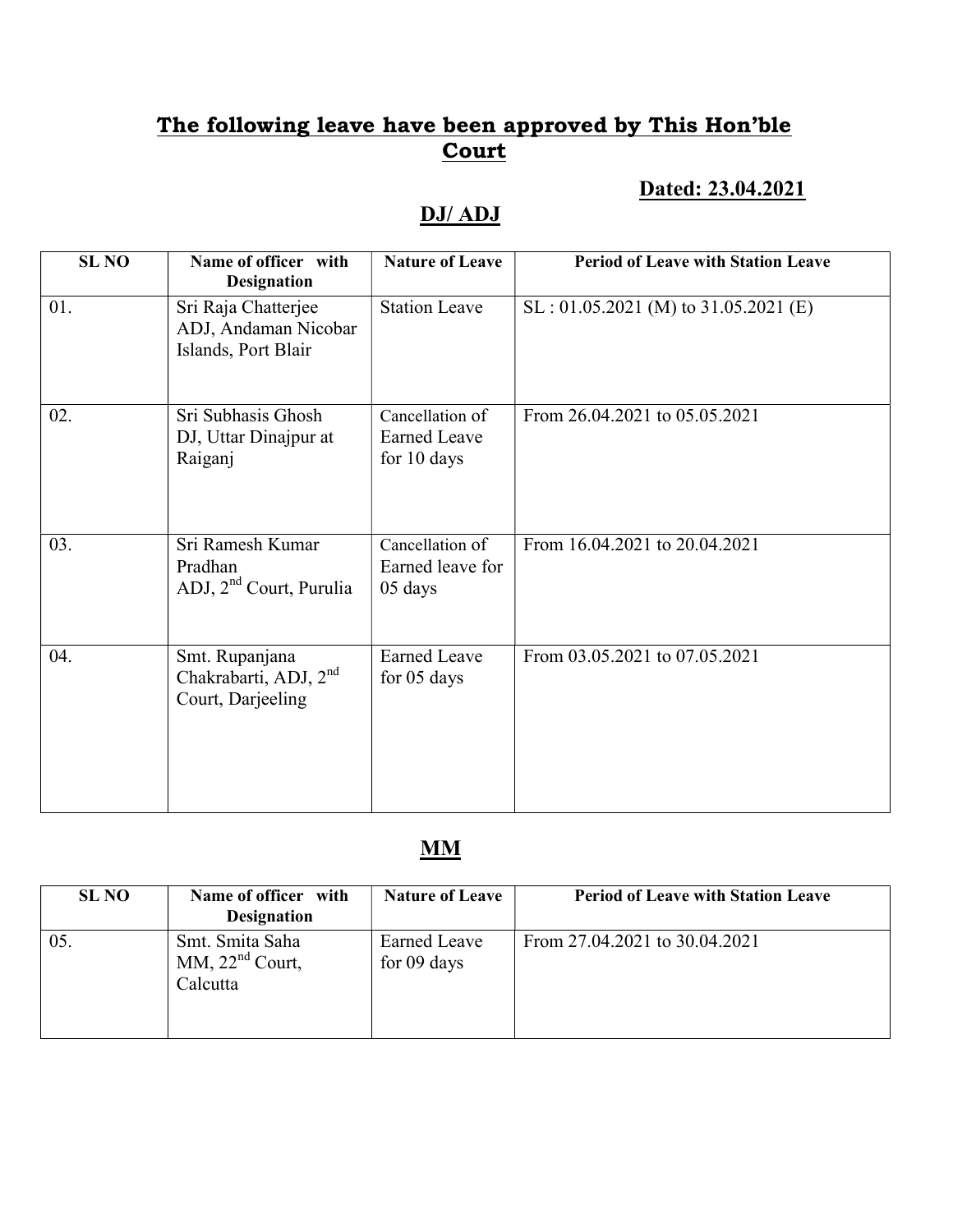## **The following leave have been approved by This Hon'ble Court**

**Dated: 23.04.2021**

## **DJ/ ADJ**

| SL NO | Name of officer with Designation | Nature of Leave | Period of Leave with Station Leave |
|---|---|---|---|
| 01. | Sri Raja Chatterjee ADJ, Andaman Nicobar Islands, Port Blair | Station Leave | SL : 01.05.2021 (M) to 31.05.2021 (E) |
| 02. | Sri Subhasis Ghosh DJ, Uttar Dinajpur at Raiganj | Cancellation of Earned Leave for 10 days | From 26.04.2021 to 05.05.2021 |
| 03. | Sri Ramesh Kumar Pradhan ADJ, 2nd Court, Purulia | Cancellation of Earned leave for 05 days | From 16.04.2021 to 20.04.2021 |
| 04. | Smt. Rupanjana Chakrabarti, ADJ, 2nd Court, Darjeeling | Earned Leave for 05 days | From 03.05.2021 to 07.05.2021 |

## **MM**

| SL NO | Name of officer with Designation | Nature of Leave | Period of Leave with Station Leave |
|---|---|---|---|
| 05. | Smt. Smita Saha MM, 22nd Court, Calcutta | Earned Leave for 09 days | From 27.04.2021 to 30.04.2021 |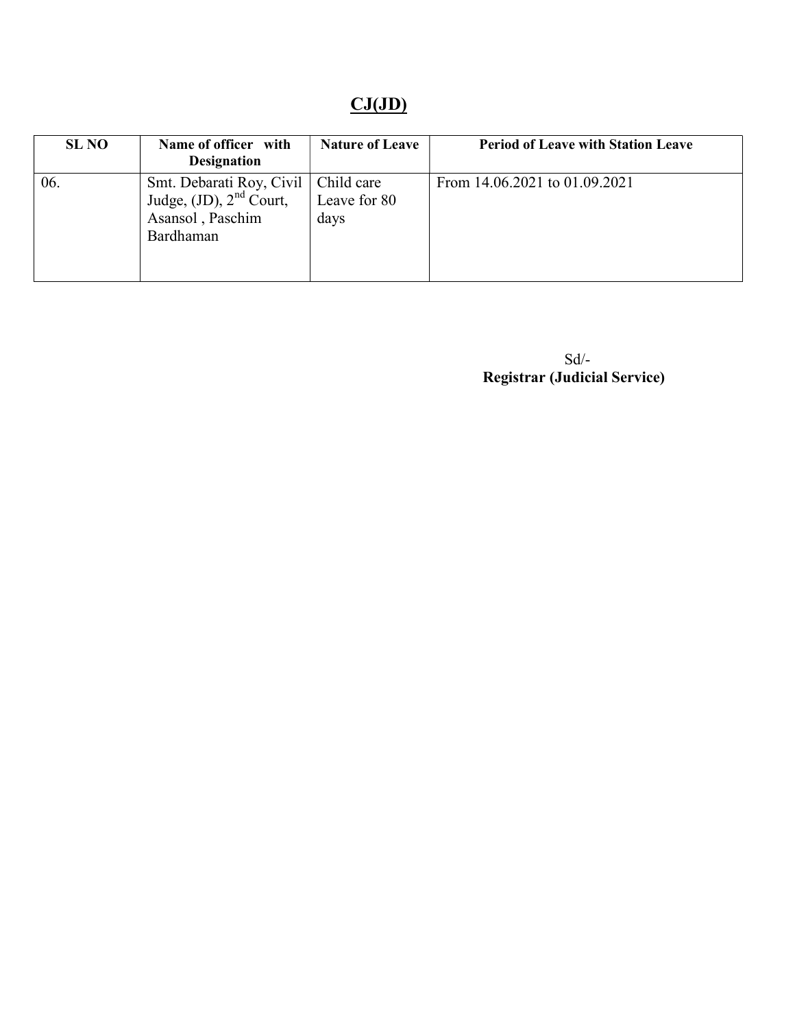## CJ(JD)

| SL NO | Name of officer with Designation | Nature of Leave | Period of Leave with Station Leave |
|---|---|---|---|
| 06. | Smt. Debarati Roy, Civil Judge, (JD), 2nd Court, Asansol , Paschim Bardhaman | Child care Leave for 80 days | From 14.06.2021 to 01.09.2021 |

Sd/-
**Registrar (Judicial Service)**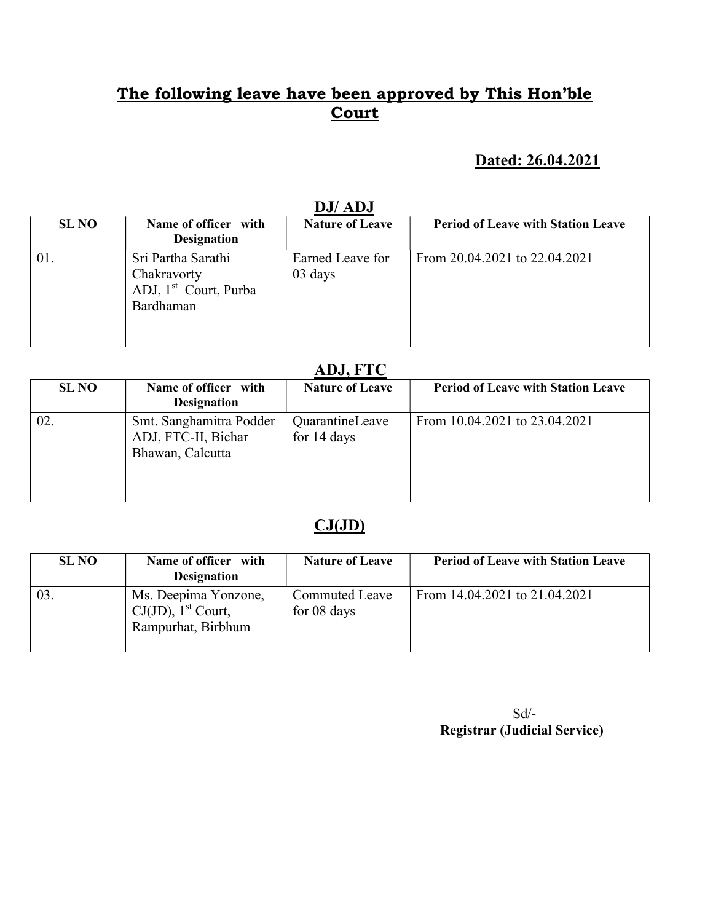# The following leave have been approved by This Hon'ble Court

**Dated: 26.04.2021**

## DJ/ ADJ

| SL NO | Name of officer with Designation | Nature of Leave | Period of Leave with Station Leave |
|---|---|---|---|
| 01. | Sri Partha Sarathi Chakravorty ADJ, 1st Court, Purba Bardhaman | Earned Leave for 03 days | From 20.04.2021 to 22.04.2021 |

## ADJ, FTC

| SL NO | Name of officer with Designation | Nature of Leave | Period of Leave with Station Leave |
|---|---|---|---|
| 02. | Smt. Sanghamitra Podder ADJ, FTC-II, Bichar Bhawan, Calcutta | QuarantineLeave for 14 days | From 10.04.2021 to 23.04.2021 |

## CJ(JD)

| SL NO | Name of officer with Designation | Nature of Leave | Period of Leave with Station Leave |
|---|---|---|---|
| 03. | Ms. Deepima Yonzone, CJ(JD), 1st Court, Rampurhat, Birbhum | Commuted Leave for 08 days | From 14.04.2021 to 21.04.2021 |

Sd/-
**Registrar (Judicial Service)**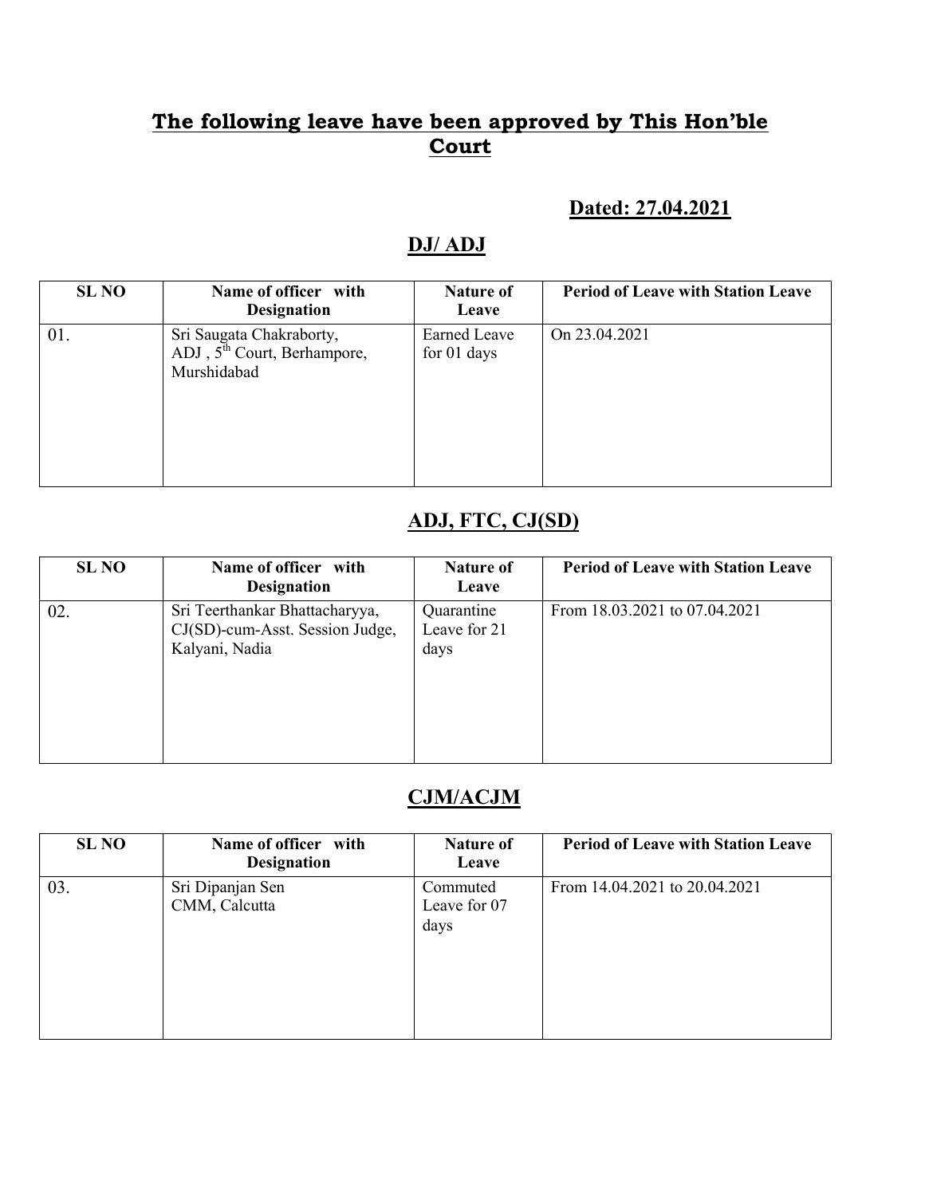## The following leave have been approved by This Hon'ble Court

**Dated: 27.04.2021**

### DJ/ ADJ

| SL NO | Name of officer with Designation | Nature of Leave | Period of Leave with Station Leave |
|---|---|---|---|
| 01. | Sri Saugata Chakraborty, ADJ , 5th Court, Berhampore, Murshidabad | Earned Leave for 01 days | On 23.04.2021 |

### ADJ, FTC, CJ(SD)

| SL NO | Name of officer with Designation | Nature of Leave | Period of Leave with Station Leave |
|---|---|---|---|
| 02. | Sri Teerthankar Bhattacharyya, CJ(SD)-cum-Asst. Session Judge, Kalyani, Nadia | Quarantine Leave for 21 days | From 18.03.2021 to 07.04.2021 |

### CJM/ACJM

| SL NO | Name of officer with Designation | Nature of Leave | Period of Leave with Station Leave |
|---|---|---|---|
| 03. | Sri Dipanjan Sen CMM, Calcutta | Commuted Leave for 07 days | From 14.04.2021 to 20.04.2021 |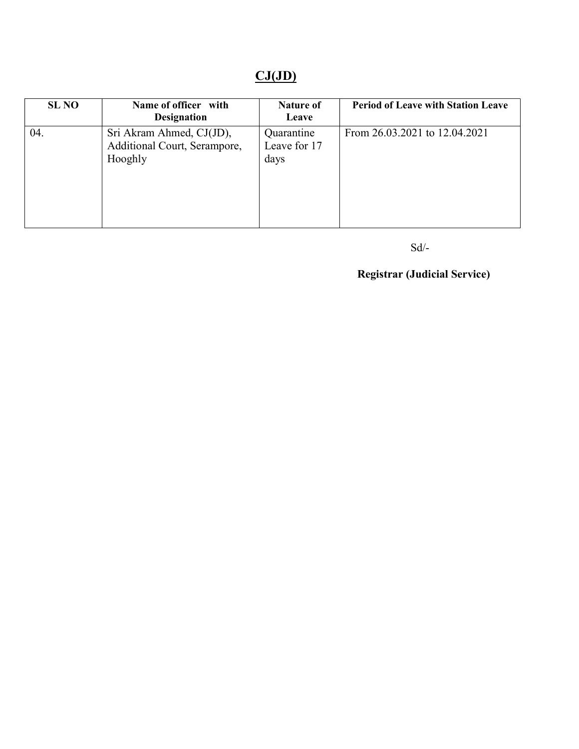## CJ(JD)

| SL NO | Name of officer with Designation | Nature of Leave | Period of Leave with Station Leave |
|---|---|---|---|
| 04. | Sri Akram Ahmed, CJ(JD), Additional Court, Serampore, Hooghly | Quarantine Leave for 17 days | From 26.03.2021 to 12.04.2021 |

Sd/-

**Registrar (Judicial Service)**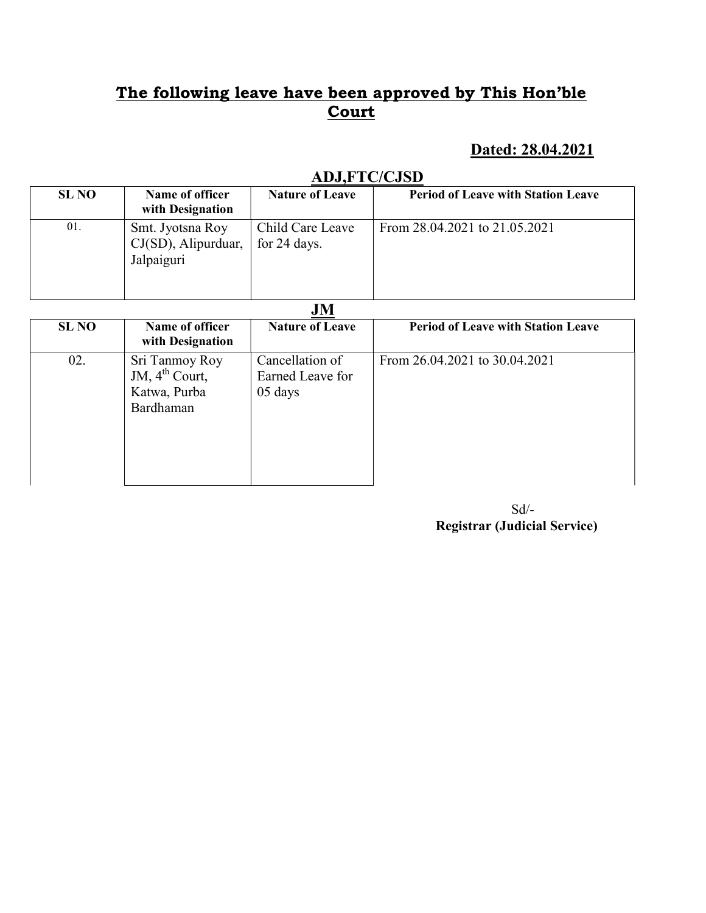## The following leave have been approved by This Hon'ble Court

**Dated: 28.04.2021**

### ADJ,FTC/CJSD

| SL NO | Name of officer with Designation | Nature of Leave | Period of Leave with Station Leave |
|---|---|---|---|
| 01. | Smt. Jyotsna Roy CJ(SD), Alipurduar, Jalpaiguri | Child Care Leave for 24 days. | From 28.04.2021 to 21.05.2021 |

### JM

| SL NO | Name of officer with Designation | Nature of Leave | Period of Leave with Station Leave |
|---|---|---|---|
| 02. | Sri Tanmoy Roy JM, 4th Court, Katwa, Purba Bardhaman | Cancellation of Earned Leave for 05 days | From 26.04.2021 to 30.04.2021 |

Sd/-
**Registrar (Judicial Service)**